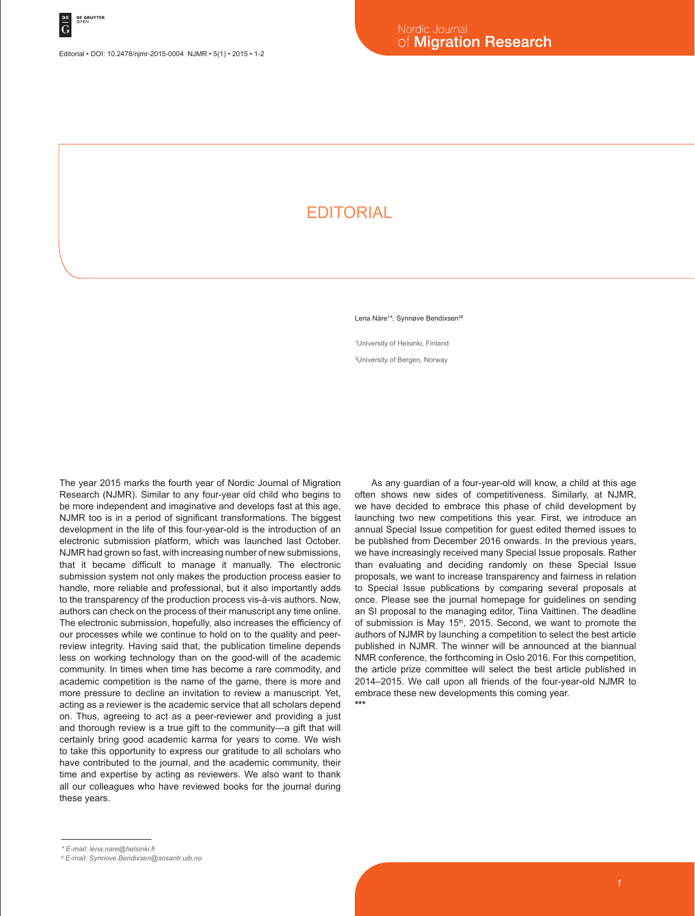# EDITORIAL

Lena Näre[1]*, Synnøve Bendixsen[2#]

[1]University of Helsinki, Finland

[2]University of Bergen, Norway

The year 2015 marks the fourth year of Nordic Journal of Migration Research (NJMR). Similar to any four-year old child who begins to be more independent and imaginative and develops fast at this age, NJMR too is in a period of significant transformations. The biggest development in the life of this four-year-old is the introduction of an electronic submission platform, which was launched last October. NJMR had grown so fast, with increasing number of new submissions, that it became difficult to manage it manually. The electronic submission system not only makes the production process easier to handle, more reliable and professional, but it also importantly adds to the transparency of the production process vis-à-vis authors. Now, authors can check on the process of their manuscript any time online. The electronic submission, hopefully, also increases the efficiency of our processes while we continue to hold on to the quality and peer-review integrity. Having said that, the publication timeline depends less on working technology than on the good-will of the academic community. In times when time has become a rare commodity, and academic competition is the name of the game, there is more and more pressure to decline an invitation to review a manuscript. Yet, acting as a reviewer is the academic service that all scholars depend on. Thus, agreeing to act as a peer-reviewer and providing a just and thorough review is a true gift to the community—a gift that will certainly bring good academic karma for years to come. We wish to take this opportunity to express our gratitude to all scholars who have contributed to the journal, and the academic community, their time and expertise by acting as reviewers. We also want to thank all our colleagues who have reviewed books for the journal during these years.

As any guardian of a four-year-old will know, a child at this age often shows new sides of competitiveness. Similarly, at NJMR, we have decided to embrace this phase of child development by launching two new competitions this year. First, we introduce an annual Special Issue competition for guest edited themed issues to be published from December 2016 onwards. In the previous years, we have increasingly received many Special Issue proposals. Rather than evaluating and deciding randomly on these Special Issue proposals, we want to increase transparency and fairness in relation to Special Issue publications by comparing several proposals at once. Please see the journal homepage for guidelines on sending an SI proposal to the managing editor, Tiina Vaittinen. The deadline of submission is May 15th, 2015. Second, we want to promote the authors of NJMR by launching a competition to select the best article published in NJMR. The winner will be announced at the biannual NMR conference, the forthcoming in Oslo 2016. For this competition, the article prize committee will select the best article published in 2014–2015. We call upon all friends of the four-year-old NJMR to embrace these new developments this coming year.

***

\* E-mail: lena.nare@helsinki.fi

\# E-mail: Synnove.Bendixsen@sosantr.uib.no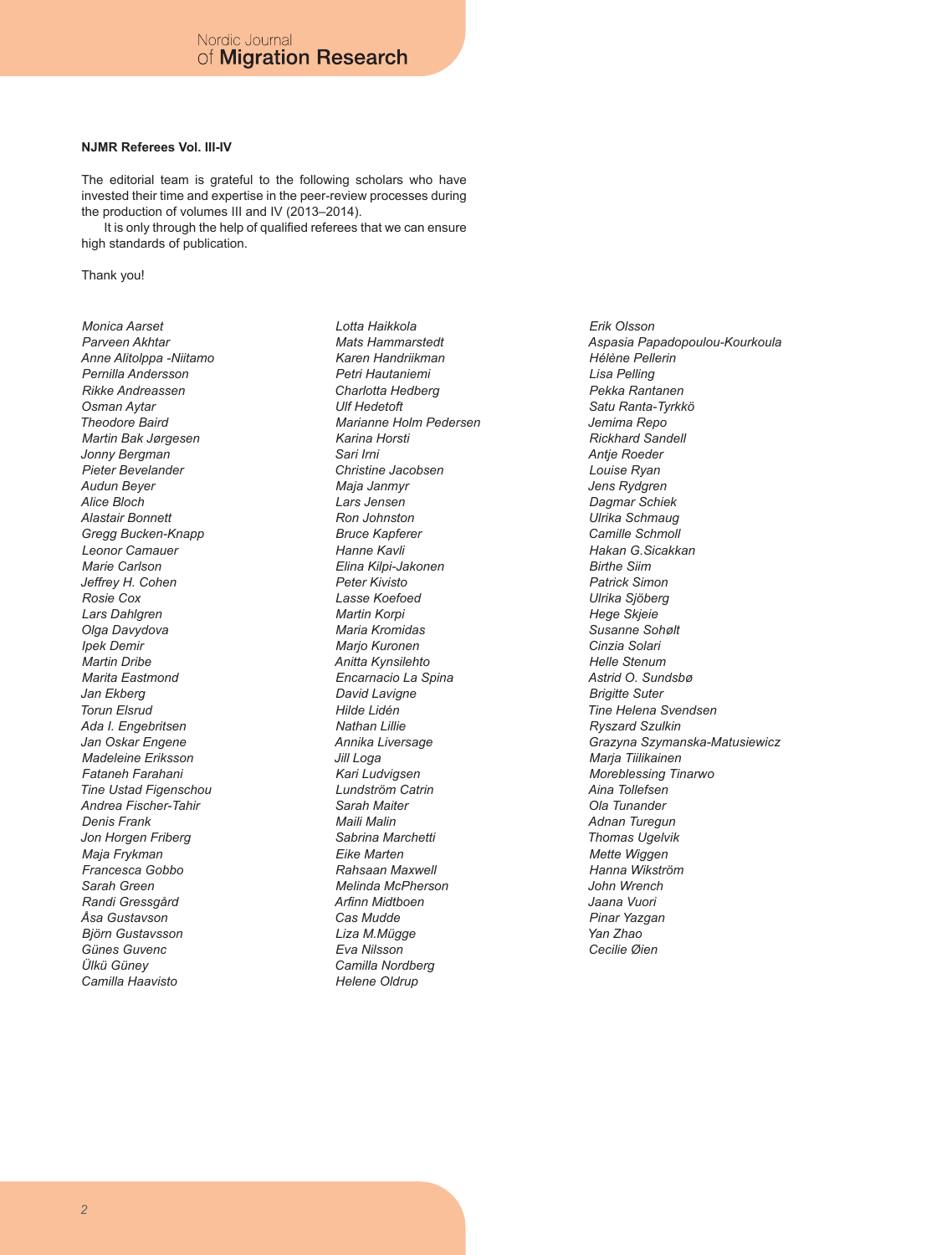**NJMR Referees Vol. III-IV**

The editorial team is grateful to the following scholars who have invested their time and expertise in the peer-review processes during the production of volumes III and IV (2013–2014).

It is only through the help of qualified referees that we can ensure high standards of publication.

Thank you!

*Monica Aarset*
*Parveen Akhtar*
*Anne Alitolppa -Niitamo*
*Pernilla Andersson*
*Rikke Andreassen*
*Osman Aytar*
*Theodore Baird*
*Martin Bak Jørgesen*
*Jonny Bergman*
*Pieter Bevelander*
*Audun Beyer*
*Alice Bloch*
*Alastair Bonnett*
*Gregg Bucken-Knapp*
*Leonor Camauer*
*Marie Carlson*
*Jeffrey H. Cohen*
*Rosie Cox*
*Lars Dahlgren*
*Olga Davydova*
*Ipek Demir*
*Martin Dribe*
*Marita Eastmond*
*Jan Ekberg*
*Torun Elsrud*
*Ada I. Engebritsen*
*Jan Oskar Engene*
*Madeleine Eriksson*
*Fataneh Farahani*
*Tine Ustad Figenschou*
*Andrea Fischer-Tahir*
*Denis Frank*
*Jon Horgen Friberg*
*Maja Frykman*
*Francesca Gobbo*
*Sarah Green*
*Randi Gressgård*
*Åsa Gustavson*
*Björn Gustavsson*
*Günes Guvenc*
*Ülkü Güney*
*Camilla Haavisto*
*Lotta Haikkola*
*Mats Hammarstedt*
*Karen Handriikman*
*Petri Hautaniemi*
*Charlotta Hedberg*
*Ulf Hedetoft*
*Marianne Holm Pedersen*
*Karina Horsti*
*Sari Irni*
*Christine Jacobsen*
*Maja Janmyr*
*Lars Jensen*
*Ron Johnston*
*Bruce Kapferer*
*Hanne Kavli*
*Elina Kilpi-Jakonen*
*Peter Kivisto*
*Lasse Koefoed*
*Martin Korpi*
*Maria Kromidas*
*Marjo Kuronen*
*Anitta Kynsilehto*
*Encarnacio La Spina*
*David Lavigne*
*Hilde Lidén*
*Nathan Lillie*
*Annika Liversage*
*Jill Loga*
*Kari Ludvigsen*
*Lundström Catrin*
*Sarah Maiter*
*Maili Malin*
*Sabrina Marchetti*
*Eike Marten*
*Rahsaan Maxwell*
*Melinda McPherson*
*Arfinn Midtboen*
*Cas Mudde*
*Liza M.Mügge*
*Eva Nilsson*
*Camilla Nordberg*
*Helene Oldrup*
*Erik Olsson*
*Aspasia Papadopoulou-Kourkoula*
*Hélène Pellerin*
*Lisa Pelling*
*Pekka Rantanen*
*Satu Ranta-Tyrkkö*
*Jemima Repo*
*Rickhard Sandell*
*Antje Roeder*
*Louise Ryan*
*Jens Rydgren*
*Dagmar Schiek*
*Ulrika Schmaug*
*Camille Schmoll*
*Hakan G.Sicakkan*
*Birthe Siim*
*Patrick Simon*
*Ulrika Sjöberg*
*Hege Skjeie*
*Susanne Sohølt*
*Cinzia Solari*
*Helle Stenum*
*Astrid O. Sundsbø*
*Brigitte Suter*
*Tine Helena Svendsen*
*Ryszard Szulkin*
*Grazyna Szymanska-Matusiewicz*
*Marja Tiilikainen*
*Moreblessing Tinarwo*
*Aina Tollefsen*
*Ola Tunander*
*Adnan Turegun*
*Thomas Ugelvik*
*Mette Wiggen*
*Hanna Wikström*
*John Wrench*
*Jaana Vuori*
*Pinar Yazgan*
*Yan Zhao*
*Cecilie Øien*